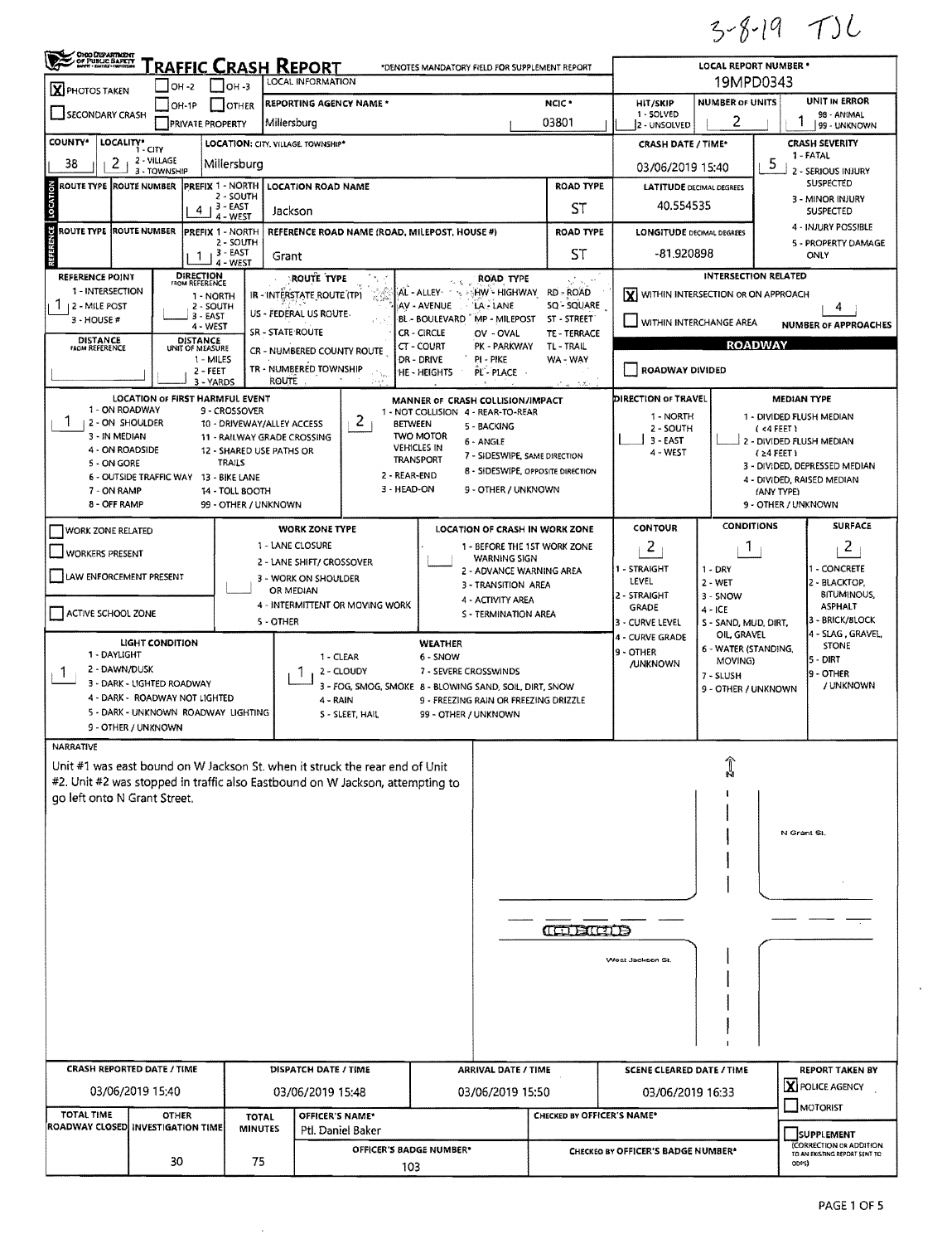3-8-19 TJL

# TRAFFIC CRASH REPORT

*DENOTES MANDATORY FIELD FOR SUPPLEMENT REPORT

LOCAL INFORMATION

| | |
|---|---|
| LOCAL REPORT NUMBER * | 19MPD0343 |
| [X] PHOTOS TAKEN | |
| REPORTING AGENCY NAME * | Millersburg |
| NCIC * | 03801 |
| HIT/SKIP | 2 - UNSOLVED |
| NUMBER OF UNITS | 2 |
| UNIT IN ERROR | 1 |
| COUNTY* | 38 |
| LOCALITY* | 2 - VILLAGE |
| LOCATION: CITY, VILLAGE, TOWNSHIP* | Millersburg |
| CRASH DATE / TIME* | 03/06/2019 15:40 |
| CRASH SEVERITY | 5 - PROPERTY DAMAGE ONLY |

**LOCATION**

| | |
|---|---|
| PREFIX | 4 - WEST |
| LOCATION ROAD NAME | Jackson |
| ROAD TYPE | ST |
| LATITUDE DECIMAL DEGREES | 40.554535 |

**REFERENCE**

| | |
|---|---|
| PREFIX | 1 - NORTH |
| REFERENCE ROAD NAME (ROAD, MILEPOST, HOUSE #) | Grant |
| ROAD TYPE | ST |
| LONGITUDE DECIMAL DEGREES | -81.920898 |
| REFERENCE POINT | 1 - INTERSECTION |

**INTERSECTION RELATED**

[X] WITHIN INTERSECTION OR ON APPROACH

NUMBER OF APPROACHES: 4

**ROADWAY**

| | |
|---|---|
| LOCATION OF FIRST HARMFUL EVENT | 1 - ON ROADWAY |
| MANNER OF CRASH COLLISION/IMPACT | 2 - REAR-END |
| DIRECTION OF TRAVEL | 3 - EAST |
| CONTOUR | 2 - STRAIGHT GRADE |
| CONDITIONS | 1 - DRY |
| SURFACE | 2 - BLACKTOP, BITUMINOUS, ASPHALT |
| LIGHT CONDITION | 1 - DAYLIGHT |
| WEATHER | 1 - CLEAR |

**NARRATIVE**

Unit #1 was east bound on W Jackson St. when it struck the rear end of Unit #2. Unit #2 was stopped in traffic also Eastbound on W Jackson, attempting to go left onto N Grant Street.

N Grant St.

West Jackson St.

| CRASH REPORTED DATE / TIME | DISPATCH DATE / TIME | ARRIVAL DATE / TIME | SCENE CLEARED DATE / TIME | REPORT TAKEN BY |
|---|---|---|---|---|
| 03/06/2019 15:40 | 03/06/2019 15:48 | 03/06/2019 15:50 | 03/06/2019 16:33 | [X] POLICE AGENCY |

| TOTAL TIME ROADWAY CLOSED | OTHER INVESTIGATION TIME | TOTAL MINUTES | OFFICER'S NAME* | OFFICER'S BADGE NUMBER* |
|---|---|---|---|---|
| | 30 | 75 | Ptl. Daniel Baker | 103 |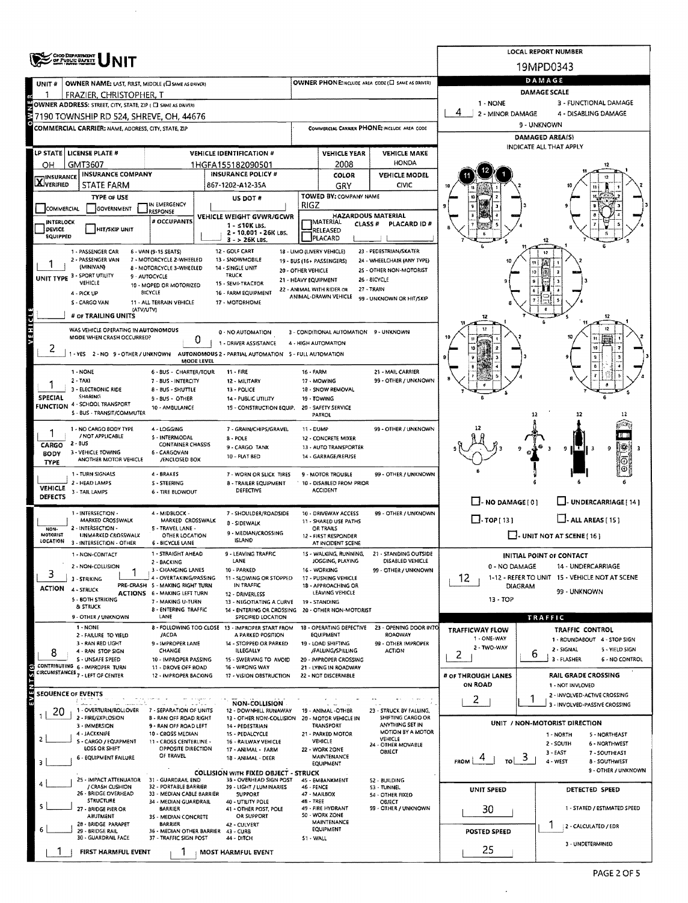# UNIT

**LOCAL REPORT NUMBER:** 19MPD0343

## OWNER

| Field | Value |
|---|---|
| UNIT # | 1 |
| OWNER NAME: LAST, FIRST, MIDDLE (☐ SAME AS DRIVER) | FRAZIER, CHRISTOPHER, T |
| OWNER PHONE: INCLUDE AREA CODE (☐ SAME AS DRIVER) | |
| OWNER ADDRESS: STREET, CITY, STATE, ZIP (☐ SAME AS DRIVER) | 7190 TOWNSHIP RD 524, SHREVE, OH, 44676 |
| COMMERCIAL CARRIER: NAME, ADDRESS, CITY, STATE, ZIP | |
| COMMERCIAL CARRIER PHONE: INCLUDE AREA CODE | |

## VEHICLE

| Field | Value |
|---|---|
| LP STATE | OH |
| LICENSE PLATE # | GMT3607 |
| VEHICLE IDENTIFICATION # | 1HGFA155182090501 |
| VEHICLE YEAR | 2008 |
| VEHICLE MAKE | HONDA |
| INSURANCE VERIFIED | X |
| INSURANCE COMPANY | STATE FARM |
| INSURANCE POLICY # | 867-1202-A12-35A |
| COLOR | GRY |
| VEHICLE MODEL | CIVIC |
| TYPE OF USE | ☐ COMMERCIAL ☐ GOVERNMENT ☐ IN EMERGENCY RESPONSE |
| US DOT # | |
| TOWED BY: COMPANY NAME | RIGZ |
| INTERLOCK DEVICE EQUIPPED | ☐ |
| HIT/SKIP UNIT | ☐ |
| # OCCUPANTS | |
| VEHICLE WEIGHT GVWR/GCWR | 1 - ≤10K LBS. 2 - 10,001 - 26K LBS. 3 - > 26K LBS. |
| HAZARDOUS MATERIAL | ☐ MATERIAL RELEASED ☐ PLACARD; CLASS # ; PLACARD ID # |

**UNIT TYPE:** 1

1 - PASSENGER CAR, 2 - PASSENGER VAN (MINIVAN), 3 - SPORT UTILITY VEHICLE, 4 - PICK UP, 5 - CARGO VAN, 6 - VAN (9-15 SEATS), 7 - MOTORCYCLE 2-WHEELED, 8 - MOTORCYCLE 3-WHEELED, 9 - AUTOCYCLE, 10 - MOPED OR MOTORIZED BICYCLE, 11 - ALL TERRAIN VEHICLE (ATV/UTV), 12 - GOLF CART, 13 - SNOWMOBILE, 14 - SINGLE UNIT TRUCK, 15 - SEMI-TRACTOR, 16 - FARM EQUIPMENT, 17 - MOTORHOME, 18 - LIMO (LIVERY VEHICLE), 19 - BUS (16+ PASSENGERS), 20 - OTHER VEHICLE, 21 - HEAVY EQUIPMENT, 22 - ANIMAL WITH RIDER OR ANIMAL-DRAWN VEHICLE, 23 - PEDESTRIAN/SKATER, 24 - WHEELCHAIR (ANY TYPE), 25 - OTHER NON-MOTORIST, 26 - BICYCLE, 27 - TRAIN, 99 - UNKNOWN OR HIT/SKIP

**# OF TRAILING UNITS:**

**WAS VEHICLE OPERATING IN AUTONOMOUS MODE WHEN CRASH OCCURRED?** 2

1 - YES 2 - NO 9 - OTHER / UNKNOWN

**AUTONOMOUS MODE LEVEL:** 0

0 - NO AUTOMATION, 1 - DRIVER ASSISTANCE, 2 - PARTIAL AUTOMATION, 3 - CONDITIONAL AUTOMATION, 4 - HIGH AUTOMATION, 5 - FULL AUTOMATION, 9 - UNKNOWN

**SPECIAL FUNCTION:** 1

1 - NONE, 2 - TAXI, 3 - ELECTRONIC RIDE SHARING, 4 - SCHOOL TRANSPORT, 5 - BUS - TRANSIT/COMMUTER, 6 - BUS - CHARTER/TOUR, 7 - BUS - INTERCITY, 8 - BUS - SHUTTLE, 9 - BUS - OTHER, 10 - AMBULANCE, 11 - FIRE, 12 - MILITARY, 13 - POLICE, 14 - PUBLIC UTILITY, 15 - CONSTRUCTION EQUIP., 16 - FARM, 17 - MOWING, 18 - SNOW REMOVAL, 19 - TOWING, 20 - SAFETY SERVICE PATROL, 21 - MAIL CARRIER, 99 - OTHER / UNKNOWN

**CARGO BODY TYPE:** 1

1 - NO CARGO BODY TYPE / NOT APPLICABLE, 2 - BUS, 3 - VEHICLE TOWING ANOTHER MOTOR VEHICLE, 4 - LOGGING, 5 - INTERMODAL CONTAINER CHASSIS, 6 - CARGOVAN /ENCLOSED BOX, 7 - GRAIN/CHIPS/GRAVEL, 8 - POLE, 9 - CARGO TANK, 10 - FLAT BED, 11 - DUMP, 12 - CONCRETE MIXER, 13 - AUTO TRANSPORTER, 14 - GARBAGE/REFUSE, 99 - OTHER / UNKNOWN

**VEHICLE DEFECTS:**

1 - TURN SIGNALS, 2 - HEAD LAMPS, 3 - TAIL LAMPS, 4 - BRAKES, 5 - STEERING, 6 - TIRE BLOWOUT, 7 - WORN OR SLICK TIRES, 8 - TRAILER EQUIPMENT DEFECTIVE, 9 - MOTOR TROUBLE, 10 - DISABLED FROM PRIOR ACCIDENT, 99 - OTHER / UNKNOWN

**NON-MOTORIST LOCATION:**

1 - INTERSECTION - MARKED CROSSWALK, 2 - INTERSECTION - UNMARKED CROSSWALK, 3 - INTERSECTION - OTHER, 4 - MIDBLOCK - MARKED CROSSWALK, 5 - TRAVEL LANE - OTHER LOCATION, 6 - BICYCLE LANE, 7 - SHOULDER/ROADSIDE, 8 - SIDEWALK, 9 - MEDIAN/CROSSING ISLAND, 10 - DRIVEWAY ACCESS, 11 - SHARED USE PATHS OR TRAILS, 12 - FIRST RESPONDER AT INCIDENT SCENE, 99 - OTHER / UNKNOWN

**ACTION:** 3

1 - NON-CONTACT, 2 - NON-COLLISION, 3 - STRIKING, 4 - STRUCK, 5 - BOTH STRIKING & STRUCK, 9 - OTHER / UNKNOWN

**PRE-CRASH ACTIONS:** 1

1 - STRAIGHT AHEAD, 2 - BACKING, 3 - CHANGING LANES, 4 - OVERTAKING/PASSING, 5 - MAKING RIGHT TURN, 6 - MAKING LEFT TURN, 7 - MAKING U-TURN, 8 - ENTERING TRAFFIC LANE, 9 - LEAVING TRAFFIC LANE, 10 - PARKED, 11 - SLOWING OR STOPPED IN TRAFFIC, 12 - DRIVERLESS, 13 - NEGOTIATING A CURVE, 14 - ENTERING OR CROSSING SPECIFIED LOCATION, 15 - WALKING, RUNNING, JOGGING, PLAYING, 16 - WORKING, 17 - PUSHING VEHICLE, 18 - APPROACHING OR LEAVING VEHICLE, 19 - STANDING, 20 - OTHER NON-MOTORIST, 21 - STANDING OUTSIDE DISABLED VEHICLE, 99 - OTHER / UNKNOWN

**CONTRIBUTING CIRCUMSTANCES:** 8

1 - NONE, 2 - FAILURE TO YIELD, 3 - RAN RED LIGHT, 4 - RAN STOP SIGN, 5 - UNSAFE SPEED, 6 - IMPROPER TURN, 7 - LEFT OF CENTER, 8 - FOLLOWING TOO CLOSE /ACDA, 9 - IMPROPER LANE CHANGE, 10 - IMPROPER PASSING, 11 - DROVE OFF ROAD, 12 - IMPROPER BACKING, 13 - IMPROPER START FROM A PARKED POSITION, 14 - STOPPED OR PARKED ILLEGALLY, 15 - SWERVING TO AVOID, 16 - WRONG WAY, 17 - VISION OBSTRUCTION, 18 - OPERATING DEFECTIVE EQUIPMENT, 19 - LOAD SHIFTING /FALLING/SPILLING, 20 - IMPROPER CROSSING, 21 - LYING IN ROADWAY, 22 - NOT DISCERNIBLE, 23 - OPENING DOOR INTO ROADWAY, 99 - OTHER IMPROPER ACTION

## EVENTS

**SEQUENCE OF EVENTS**

| # | Event |
|---|---|
| 1 | 20 |
| 2 | |
| 3 | |
| 4 | |
| 5 | |
| 6 | |

**NON-COLLISION:** 1 - OVERTURN/ROLLOVER, 2 - FIRE/EXPLOSION, 3 - IMMERSION, 4 - JACKKNIFE, 5 - CARGO / EQUIPMENT LOSS OR SHIFT, 6 - EQUIPMENT FAILURE, 7 - SEPARATION OF UNITS, 8 - RAN OFF ROAD RIGHT, 9 - RAN OFF ROAD LEFT, 10 - CROSS MEDIAN, 11 - CROSS CENTERLINE - OPPOSITE DIRECTION OF TRAVEL, 12 - DOWNHILL RUNAWAY, 13 - OTHER NON-COLLISION, 14 - PEDESTRIAN, 15 - PEDALCYCLE, 16 - RAILWAY VEHICLE, 17 - ANIMAL - FARM, 18 - ANIMAL - DEER, 19 - ANIMAL - OTHER, 20 - MOTOR VEHICLE IN TRANSPORT, 21 - PARKED MOTOR VEHICLE, 22 - WORK ZONE MAINTENANCE EQUIPMENT, 23 - STRUCK BY FALLING, SHIFTING CARGO OR ANYTHING SET IN MOTION BY A MOTOR VEHICLE, 24 - OTHER MOVABLE OBJECT

**COLLISION WITH FIXED OBJECT - STRUCK:** 25 - IMPACT ATTENUATOR / CRASH CUSHION, 26 - BRIDGE OVERHEAD STRUCTURE, 27 - BRIDGE PIER OR ABUTMENT, 28 - BRIDGE PARAPET, 29 - BRIDGE RAIL, 30 - GUARDRAIL FACE, 31 - GUARDRAIL END, 32 - PORTABLE BARRIER, 33 - MEDIAN CABLE BARRIER, 34 - MEDIAN GUARDRAIL BARRIER, 35 - MEDIAN CONCRETE BARRIER, 36 - MEDIAN OTHER BARRIER, 37 - TRAFFIC SIGN POST, 38 - OVERHEAD SIGN POST, 39 - LIGHT / LUMINARIES SUPPORT, 40 - UTILITY POLE, 41 - OTHER POST, POLE OR SUPPORT, 42 - CULVERT, 43 - CURB, 44 - DITCH, 45 - EMBANKMENT, 46 - FENCE, 47 - MAILBOX, 48 - TREE, 49 - FIRE HYDRANT, 50 - WORK ZONE MAINTENANCE EQUIPMENT, 51 - WALL, 52 - BUILDING, 53 - TUNNEL, 54 - OTHER FIXED OBJECT, 99 - OTHER / UNKNOWN

**FIRST HARMFUL EVENT:** 1 **MOST HARMFUL EVENT:** 1

## DAMAGE

**DAMAGE SCALE:** 4

1 - NONE, 2 - MINOR DAMAGE, 3 - FUNCTIONAL DAMAGE, 4 - DISABLING DAMAGE, 9 - UNKNOWN

**DAMAGED AREA(S)** — INDICATE ALL THAT APPLY: 11, 12, 1

☐ NO DAMAGE [0] ☐ UNDERCARRIAGE [14] ☐ TOP [13] ☐ ALL AREAS [15] ☐ UNIT NOT AT SCENE [16]

**INITIAL POINT OF CONTACT:** 12

0 - NO DAMAGE, 1-12 - REFER TO UNIT DIAGRAM, 13 - TOP, 14 - UNDERCARRIAGE, 15 - VEHICLE NOT AT SCENE, 99 - UNKNOWN

## TRAFFIC

| Field | Value |
|---|---|
| TRAFFICWAY FLOW (1 - ONE-WAY, 2 - TWO-WAY) | 2 |
| TRAFFIC CONTROL (1 - ROUNDABOUT, 2 - SIGNAL, 3 - FLASHER, 4 - STOP SIGN, 5 - YIELD SIGN, 6 - NO CONTROL) | 6 |
| # OF THROUGH LANES ON ROAD | 2 |
| RAIL GRADE CROSSING (1 - NOT INVOLVED, 2 - INVOLVED-ACTIVE CROSSING, 3 - INVOLVED-PASSIVE CROSSING) | 1 |

**UNIT / NON-MOTORIST DIRECTION:** FROM 4 TO 3

1 - NORTH, 2 - SOUTH, 3 - EAST, 4 - WEST, 5 - NORTHEAST, 6 - NORTHWEST, 7 - SOUTHEAST, 8 - SOUTHWEST, 9 - OTHER / UNKNOWN

| Field | Value |
|---|---|
| UNIT SPEED | 30 |
| POSTED SPEED | 25 |
| DETECTED SPEED (1 - STATED / ESTIMATED SPEED, 2 - CALCULATED / EDR, 3 - UNDETERMINED) | 1 |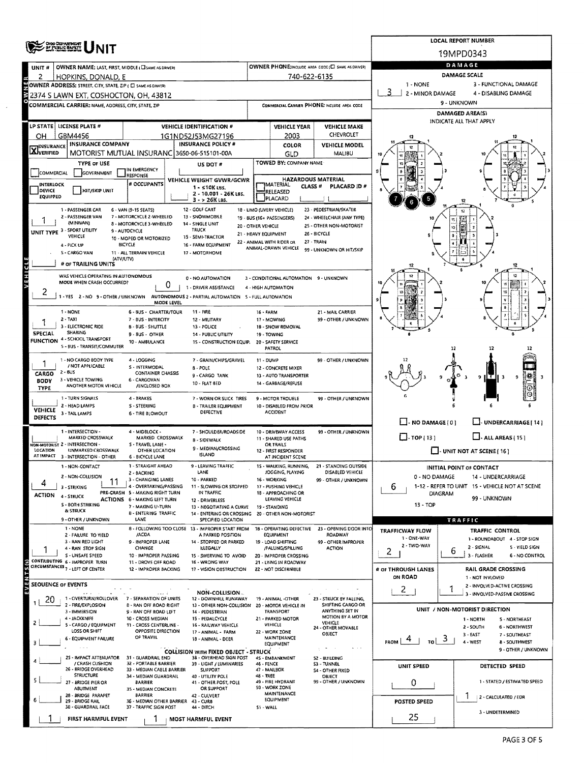# UNIT

**LOCAL REPORT NUMBER:** 19MPD0343

## OWNER

| UNIT # | OWNER NAME: LAST, FIRST, MIDDLE | OWNER PHONE |
|---|---|---|
| 2 | HOPKINS, DONALD, E | 740-622-6135 |

**OWNER ADDRESS:** 2374 S LAWN EXT, COSHOCTON, OH, 43812

**COMMERCIAL CARRIER:** NAME, ADDRESS, CITY, STATE, ZIP

**COMMERCIAL CARRIER PHONE:**

## VEHICLE

| LP STATE | LICENSE PLATE # | VEHICLE IDENTIFICATION # | VEHICLE YEAR | VEHICLE MAKE |
|---|---|---|---|---|
| OH | GBM4456 | 1G1ND52J53MG27196 | 2003 | CHEVROLET |

| INSURANCE | INSURANCE COMPANY | INSURANCE POLICY # | COLOR | VEHICLE MODEL |
|---|---|---|---|---|
| X VERIFIED | MOTORIST MUTUAL INSURANC | 3650-06-515101-00A | GLD | MALIBU |

**TYPE OF USE:** COMMERCIAL / GOVERNMENT / IN EMERGENCY RESPONSE

**US DOT #:**

**TOWED BY: COMPANY NAME:**

**INTERLOCK DEVICE EQUIPPED / HIT/SKIP UNIT / # OCCUPANTS**

**VEHICLE WEIGHT GVWR/GCWR:** 1 - ≤10K LBS. 2 - 10,001 - 26K LBS. 3 - > 26K LBS.

**HAZARDOUS MATERIAL:** MATERIAL CLASS # / RELEASED / PLACARD / PLACARD ID #

**UNIT TYPE:** 1
1 - PASSENGER CAR, 2 - PASSENGER VAN (MINIVAN), 3 - SPORT UTILITY VEHICLE, 4 - PICK UP, 5 - CARGO VAN, 6 - VAN (9-15 SEATS), 7 - MOTORCYCLE 2-WHEELED, 8 - MOTORCYCLE 3-WHEELED, 9 - AUTOCYCLE, 10 - MOPED OR MOTORIZED BICYCLE, 11 - ALL TERRAIN VEHICLE (ATV/UTV), 12 - GOLF CART, 13 - SNOWMOBILE, 14 - SINGLE UNIT TRUCK, 15 - SEMI-TRACTOR, 16 - FARM EQUIPMENT, 17 - MOTORHOME, 18 - LIMO (LIVERY VEHICLE), 19 - BUS (16+ PASSENGERS), 20 - OTHER VEHICLE, 21 - HEAVY EQUIPMENT, 22 - ANIMAL WITH RIDER OR ANIMAL-DRAWN VEHICLE, 23 - PEDESTRIAN/SKATER, 24 - WHEELCHAIR (ANY TYPE), 25 - OTHER NON-MOTORIST, 26 - BICYCLE, 27 - TRAIN, 99 - UNKNOWN OR HIT/SKIP

**# OF TRAILING UNITS:**

**WAS VEHICLE OPERATING IN AUTONOMOUS MODE WHEN CRASH OCCURRED?** 2
1 - YES 2 - NO 9 - OTHER / UNKNOWN

**AUTONOMOUS MODE LEVEL:** 0
0 - NO AUTOMATION, 1 - DRIVER ASSISTANCE, 2 - PARTIAL AUTOMATION, 3 - CONDITIONAL AUTOMATION, 4 - HIGH AUTOMATION, 5 - FULL AUTOMATION, 9 - UNKNOWN

**SPECIAL FUNCTION:** 1
1 - NONE, 2 - TAXI, 3 - ELECTRONIC RIDE SHARING, 4 - SCHOOL TRANSPORT, 5 - BUS - TRANSIT/COMMUTER, 6 - BUS - CHARTER/TOUR, 7 - BUS - INTERCITY, 8 - BUS - SHUTTLE, 9 - BUS - OTHER, 10 - AMBULANCE, 11 - FIRE, 12 - MILITARY, 13 - POLICE, 14 - PUBLIC UTILITY, 15 - CONSTRUCTION EQUIP., 16 - FARM, 17 - MOWING, 18 - SNOW REMOVAL, 19 - TOWING, 20 - SAFETY SERVICE PATROL, 21 - MAIL CARRIER, 99 - OTHER / UNKNOWN

**CARGO BODY TYPE:** 1
1 - NO CARGO BODY TYPE / NOT APPLICABLE, 2 - BUS, 3 - VEHICLE TOWING ANOTHER MOTOR VEHICLE, 4 - LOGGING, 5 - INTERMODAL CONTAINER CHASSIS, 6 - CARGOVAN /ENCLOSED BOX, 7 - GRAIN/CHIPS/GRAVEL, 8 - POLE, 9 - CARGO TANK, 10 - FLAT BED, 11 - DUMP, 12 - CONCRETE MIXER, 13 - AUTO TRANSPORTER, 14 - GARBAGE/REFUSE, 99 - OTHER / UNKNOWN

**VEHICLE DEFECTS:**
1 - TURN SIGNALS, 2 - HEAD LAMPS, 3 - TAIL LAMPS, 4 - BRAKES, 5 - STEERING, 6 - TIRE BLOWOUT, 7 - WORN OR SLICK TIRES, 8 - TRAILER EQUIPMENT DEFECTIVE, 9 - MOTOR TROUBLE, 10 - DISABLED FROM PRIOR ACCIDENT, 99 - OTHER / UNKNOWN

**NON-MOTORIST LOCATION AT IMPACT:**
1 - INTERSECTION - MARKED CROSSWALK, 2 - INTERSECTION - UNMARKED CROSSWALK, 3 - INTERSECTION - OTHER, 4 - MIDBLOCK - MARKED CROSSWALK, 5 - TRAVEL LANE - OTHER LOCATION, 6 - BICYCLE LANE, 7 - SHOULDER/ROADSIDE, 8 - SIDEWALK, 9 - MEDIAN/CROSSING ISLAND, 10 - DRIVEWAY ACCESS, 11 - SHARED USE PATHS OR TRAILS, 12 - FIRST RESPONDER AT INCIDENT SCENE, 99 - OTHER / UNKNOWN

**ACTION:** 4
1 - NON-CONTACT, 2 - NON-COLLISION, 3 - STRIKING, 4 - STRUCK, 5 - BOTH STRIKING & STRUCK, 9 - OTHER / UNKNOWN

**PRE-CRASH ACTIONS:** 11
1 - STRAIGHT AHEAD, 2 - BACKING, 3 - CHANGING LANES, 4 - OVERTAKING/PASSING, 5 - MAKING RIGHT TURN, 6 - MAKING LEFT TURN, 7 - MAKING U-TURN, 8 - ENTERING TRAFFIC LANE, 9 - LEAVING TRAFFIC LANE, 10 - PARKED, 11 - SLOWING OR STOPPED IN TRAFFIC, 12 - DRIVERLESS, 13 - NEGOTIATING A CURVE, 14 - ENTERING OR CROSSING SPECIFIED LOCATION, 15 - WALKING, RUNNING, JOGGING, PLAYING, 16 - WORKING, 17 - PUSHING VEHICLE, 18 - APPROACHING OR LEAVING VEHICLE, 19 - STANDING, 20 - OTHER NON-MOTORIST, 21 - STANDING OUTSIDE DISABLED VEHICLE, 99 - OTHER / UNKNOWN

## EVENTS

**CONTRIBUTING CIRCUMSTANCES:** 1
1 - NONE, 2 - FAILURE TO YIELD, 3 - RAN RED LIGHT, 4 - RAN STOP SIGN, 5 - UNSAFE SPEED, 6 - IMPROPER TURN, 7 - LEFT OF CENTER, 8 - FOLLOWING TOO CLOSE /ACDA, 9 - IMPROPER LANE CHANGE, 10 - IMPROPER PASSING, 11 - DROVE OFF ROAD, 12 - IMPROPER BACKING, 13 - IMPROPER START FROM A PARKED POSITION, 14 - STOPPED OR PARKED ILLEGALLY, 15 - SWERVING TO AVOID, 16 - WRONG WAY, 17 - VISION OBSTRUCTION, 18 - OPERATING DEFECTIVE EQUIPMENT, 19 - LOAD SHIFTING /FALLING/SPILLING, 20 - IMPROPER CROSSING, 21 - LYING IN ROADWAY, 22 - NOT DISCERNIBLE, 23 - OPENING DOOR INTO ROADWAY, 99 - OTHER IMPROPER ACTION

**SEQUENCE OF EVENTS:**
1: 20
2:
3:
4:
5:
6:

NON-COLLISION: 1 - OVERTURN/ROLLOVER, 2 - FIRE/EXPLOSION, 3 - IMMERSION, 4 - JACKKNIFE, 5 - CARGO / EQUIPMENT LOSS OR SHIFT, 6 - EQUIPMENT FAILURE, 7 - SEPARATION OF UNITS, 8 - RAN OFF ROAD RIGHT, 9 - RAN OFF ROAD LEFT, 10 - CROSS MEDIAN, 11 - CROSS CENTERLINE - OPPOSITE DIRECTION OF TRAVEL, 12 - DOWNHILL RUNAWAY, 13 - OTHER NON-COLLISION, 14 - PEDESTRIAN, 15 - PEDALCYCLE, 16 - RAILWAY VEHICLE, 17 - ANIMAL - FARM, 18 - ANIMAL - DEER, 19 - ANIMAL -OTHER, 20 - MOTOR VEHICLE IN TRANSPORT, 21 - PARKED MOTOR VEHICLE, 22 - WORK ZONE MAINTENANCE EQUIPMENT, 23 - STRUCK BY FALLING, SHIFTING CARGO OR ANYTHING SET IN MOTION BY A MOTOR VEHICLE, 24 - OTHER MOVABLE OBJECT

COLLISION WITH FIXED OBJECT - STRUCK: 25 - IMPACT ATTENUATOR / CRASH CUSHION, 26 - BRIDGE OVERHEAD STRUCTURE, 27 - BRIDGE PIER OR ABUTMENT, 28 - BRIDGE PARAPET, 29 - BRIDGE RAIL, 30 - GUARDRAIL FACE, 31 - GUARDRAIL END, 32 - PORTABLE BARRIER, 33 - MEDIAN CABLE BARRIER, 34 - MEDIAN GUARDRAIL BARRIER, 35 - MEDIAN CONCRETE BARRIER, 36 - MEDIAN OTHER BARRIER, 37 - TRAFFIC SIGN POST, 38 - OVERHEAD SIGN POST, 39 - LIGHT / LUMINARIES SUPPORT, 40 - UTILITY POLE, 41 - OTHER POST, POLE OR SUPPORT, 42 - CULVERT, 43 - CURB, 44 - DITCH, 45 - EMBANKMENT, 46 - FENCE, 47 - MAILBOX, 48 - TREE, 49 - FIRE HYDRANT, 50 - WORK ZONE MAINTENANCE EQUIPMENT, 51 - WALL, 52 - BUILDING, 53 - TUNNEL, 54 - OTHER FIXED OBJECT, 99 - OTHER / UNKNOWN

**FIRST HARMFUL EVENT:** 1

**MOST HARMFUL EVENT:** 1

## DAMAGE

**DAMAGE SCALE:** 3
1 - NONE, 2 - MINOR DAMAGE, 3 - FUNCTIONAL DAMAGE, 4 - DISABLING DAMAGE, 9 - UNKNOWN

**DAMAGED AREA(S):** INDICATE ALL THAT APPLY — 5, 6, 7

☐ NO DAMAGE [0] ☐ UNDERCARRIAGE [14] ☐ TOP [13] ☐ ALL AREAS [15] ☐ UNIT NOT AT SCENE [16]

**INITIAL POINT OF CONTACT:** 6
0 - NO DAMAGE, 1-12 - REFER TO UNIT DIAGRAM, 13 - TOP, 14 - UNDERCARRIAGE, 15 - VEHICLE NOT AT SCENE, 99 - UNKNOWN

## TRAFFIC

**TRAFFICWAY FLOW:** 2
1 - ONE-WAY, 2 - TWO-WAY

**TRAFFIC CONTROL:** 6
1 - ROUNDABOUT, 2 - SIGNAL, 3 - FLASHER, 4 - STOP SIGN, 5 - YIELD SIGN, 6 - NO CONTROL

**# OF THROUGH LANES ON ROAD:** 2

**RAIL GRADE CROSSING:** 1
1 - NOT INVOLVED, 2 - INVOLVED-ACTIVE CROSSING, 3 - INVOLVED-PASSIVE CROSSING

**UNIT / NON-MOTORIST DIRECTION:** FROM 4 TO 3
1 - NORTH, 2 - SOUTH, 3 - EAST, 4 - WEST, 5 - NORTHEAST, 6 - NORTHWEST, 7 - SOUTHEAST, 8 - SOUTHWEST, 9 - OTHER / UNKNOWN

**UNIT SPEED:** 0

**POSTED SPEED:** 25

**DETECTED SPEED:** 1
1 - STATED / ESTIMATED SPEED, 2 - CALCULATED / EDR, 3 - UNDETERMINED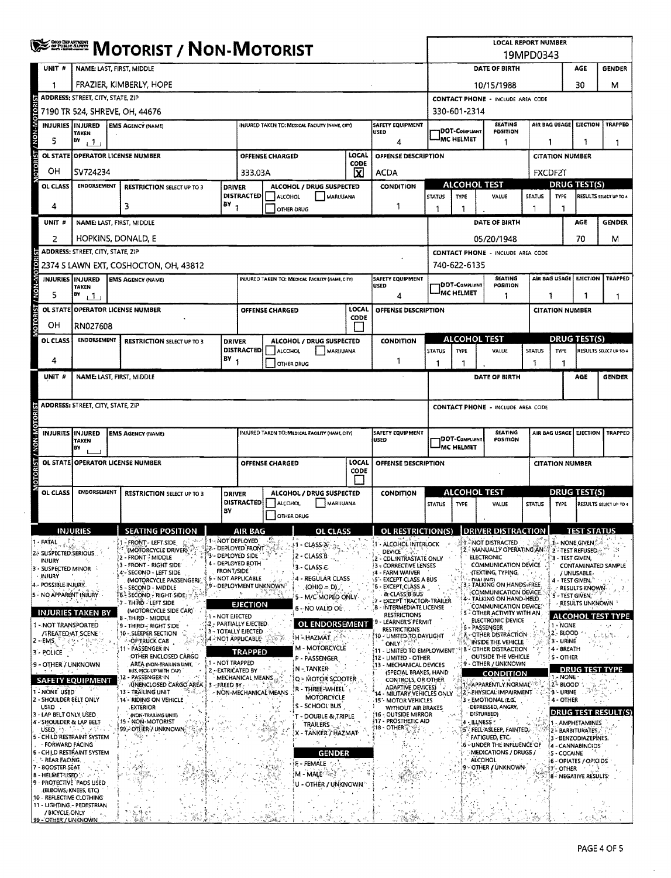# MOTORIST / NON-MOTORIST

**LOCAL REPORT NUMBER:** 19MPD0343

## Unit 1

| UNIT # | NAME: LAST, FIRST, MIDDLE | DATE OF BIRTH | AGE | GENDER |
|---|---|---|---|---|
| 1 | FRAZIER, KIMBERLY, HOPE | 10/15/1988 | 30 | M |

| ADDRESS: STREET, CITY, STATE, ZIP | CONTACT PHONE - INCLUDE AREA CODE |
|---|---|
| 7190 TR 524, SHREVE, OH, 44676 | 330-601-2314 |

| INJURIES | INJURED TAKEN BY | EMS AGENCY (NAME) | INJURED TAKEN TO: MEDICAL FACILITY (NAME, CITY) | SAFETY EQUIPMENT USED | DOT-COMPLIANT MC HELMET | SEATING POSITION | AIR BAG USAGE | EJECTION | TRAPPED |
|---|---|---|---|---|---|---|---|---|---|
| 5 | 1 | | | 4 | | 1 | 1 | 1 | 1 |

| OL STATE | OPERATOR LICENSE NUMBER | OFFENSE CHARGED | LOCAL CODE | OFFENSE DESCRIPTION | CITATION NUMBER |
|---|---|---|---|---|---|
| OH | SV724234 | 333.03A | X | ACDA | FXCDF2T |

| OL CLASS | ENDORSEMENT | RESTRICTION SELECT UP TO 3 | DRIVER DISTRACTED BY | ALCOHOL / DRUG SUSPECTED | CONDITION | ALCOHOL TEST STATUS | ALCOHOL TEST TYPE | ALCOHOL TEST VALUE | DRUG TEST STATUS | DRUG TEST TYPE | RESULTS SELECT UP TO 4 |
|---|---|---|---|---|---|---|---|---|---|---|---|
| 4 | | 3 | 1 | | 1 | 1 | 1 | . | 1 | 1 | |

## Unit 2

| UNIT # | NAME: LAST, FIRST, MIDDLE | DATE OF BIRTH | AGE | GENDER |
|---|---|---|---|---|
| 2 | HOPKINS, DONALD, E | 05/20/1948 | 70 | M |

| ADDRESS: STREET, CITY, STATE, ZIP | CONTACT PHONE - INCLUDE AREA CODE |
|---|---|
| 2374 S LAWN EXT, COSHOCTON, OH, 43812 | 740-622-6135 |

| INJURIES | INJURED TAKEN BY | EMS AGENCY (NAME) | INJURED TAKEN TO: MEDICAL FACILITY (NAME, CITY) | SAFETY EQUIPMENT USED | DOT-COMPLIANT MC HELMET | SEATING POSITION | AIR BAG USAGE | EJECTION | TRAPPED |
|---|---|---|---|---|---|---|---|---|---|
| 5 | 1 | | | 4 | | 1 | 1 | 1 | 1 |

| OL STATE | OPERATOR LICENSE NUMBER | OFFENSE CHARGED | LOCAL CODE | OFFENSE DESCRIPTION | CITATION NUMBER |
|---|---|---|---|---|---|
| OH | RN027608 | | | | |

| OL CLASS | ENDORSEMENT | RESTRICTION SELECT UP TO 3 | DRIVER DISTRACTED BY | ALCOHOL / DRUG SUSPECTED | CONDITION | ALCOHOL TEST STATUS | ALCOHOL TEST TYPE | ALCOHOL TEST VALUE | DRUG TEST STATUS | DRUG TEST TYPE | RESULTS SELECT UP TO 4 |
|---|---|---|---|---|---|---|---|---|---|---|---|
| 4 | | | 1 | | 1 | 1 | 1 | . | 1 | 1 | |

## Unit (blank)

| UNIT # | NAME: LAST, FIRST, MIDDLE | DATE OF BIRTH | AGE | GENDER |
|---|---|---|---|---|
| | | | | |

## Codes

**INJURIES**
1 - FATAL
2 - SUSPECTED SERIOUS INJURY
3 - SUSPECTED MINOR INJURY
4 - POSSIBLE INJURY
5 - NO APPARENT INJURY

**INJURIES TAKEN BY**
1 - NOT TRANSPORTED /TREATED AT SCENE
2 - EMS
3 - POLICE
9 - OTHER / UNKNOWN

**SAFETY EQUIPMENT**
1 - NONE USED
2 - SHOULDER BELT ONLY USED
3 - LAP BELT ONLY USED
4 - SHOULDER & LAP BELT USED
5 - CHILD RESTRAINT SYSTEM - FORWARD FACING
6 - CHILD RESTRAINT SYSTEM - REAR FACING
7 - BOOSTER SEAT
8 - HELMET USED
9 - PROTECTIVE PADS USED (ELBOWS, KNEES, ETC)
10 - REFLECTIVE CLOTHING
11 - LIGHTING - PEDESTRIAN / BICYCLE ONLY
99 - OTHER / UNKNOWN

**SEATING POSITION**
1 - FRONT - LEFT SIDE (MOTORCYCLE DRIVER)
2 - FRONT - MIDDLE
3 - FRONT - RIGHT SIDE
4 - SECOND - LEFT SIDE (MOTORCYCLE PASSENGER)
5 - SECOND - MIDDLE
6 - SECOND - RIGHT SIDE
7 - THIRD - LEFT SIDE (MOTORCYCLE SIDE CAR)
8 - THIRD - MIDDLE
9 - THIRD - RIGHT SIDE
10 - SLEEPER SECTION OF TRUCK CAB
11 - PASSENGER IN OTHER ENCLOSED CARGO AREA (NON-TRAILING UNIT, BUS, PICK-UP WITH CAP)
12 - PASSENGER IN UNENCLOSED CARGO AREA
13 - TRAILING UNIT
14 - RIDING ON VEHICLE EXTERIOR (NON-TRAILING UNIT)
15 - NON-MOTORIST
99 - OTHER / UNKNOWN

**AIR BAG**
1 - NOT DEPLOYED
2 - DEPLOYED FRONT
3 - DEPLOYED SIDE
4 - DEPLOYED BOTH FRONT/SIDE
5 - NOT APPLICABLE
9 - DEPLOYMENT UNKNOWN

**EJECTION**
1 - NOT EJECTED
2 - PARTIALLY EJECTED
3 - TOTALLY EJECTED
4 - NOT APPLICABLE

**TRAPPED**
1 - NOT TRAPPED
2 - EXTRICATED BY MECHANICAL MEANS
3 - FREED BY NON-MECHANICAL MEANS

**OL CLASS**
1 - CLASS A
2 - CLASS B
3 - CLASS C
4 - REGULAR CLASS (OHIO = D)
5 - M/C MOPED ONLY
6 - NO VALID OL

**OL ENDORSEMENT**
H - HAZMAT
M - MOTORCYCLE
P - PASSENGER
N - TANKER
Q - MOTOR SCOOTER
R - THREE-WHEEL MOTORCYCLE
S - SCHOOL BUS
T - DOUBLE & TRIPLE TRAILERS
X - TANKER / HAZMAT

**GENDER**
F - FEMALE
M - MALE
U - OTHER / UNKNOWN

**OL RESTRICTION(S)**
1 - ALCOHOL INTERLOCK DEVICE
2 - CDL INTRASTATE ONLY
3 - CORRECTIVE LENSES
4 - FARM WAIVER
5 - EXCEPT CLASS A BUS
6 - EXCEPT CLASS A & CLASS B BUS
7 - EXCEPT TRACTOR-TRAILER
8 - INTERMEDIATE LICENSE RESTRICTIONS
9 - LEARNER'S PERMIT RESTRICTIONS
10 - LIMITED TO DAYLIGHT ONLY
11 - LIMITED TO EMPLOYMENT
12 - LIMITED - OTHER
13 - MECHANICAL DEVICES (SPECIAL BRAKES, HAND CONTROLS, OR OTHER ADAPTIVE DEVICES)
14 - MILITARY VEHICLES ONLY
15 - MOTOR VEHICLES WITHOUT AIR BRAKES
16 - OUTSIDE MIRROR
17 - PROSTHETIC AID
18 - OTHER

**DRIVER DISTRACTION**
1 - NOT DISTRACTED
2 - MANUALLY OPERATING AN ELECTRONIC COMMUNICATION DEVICE (TEXTING, TYPING, DIALING)
3 - TALKING ON HANDS-FREE COMMUNICATION DEVICE
4 - TALKING ON HAND-HELD COMMUNICATION DEVICE
5 - OTHER ACTIVITY WITH AN ELECTRONIC DEVICE
6 - PASSENGER
7 - OTHER DISTRACTION INSIDE THE VEHICLE
8 - OTHER DISTRACTION OUTSIDE THE VEHICLE
9 - OTHER / UNKNOWN

**CONDITION**
1 - APPARENTLY NORMAL
2 - PHYSICAL IMPAIRMENT
3 - EMOTIONAL (E.G., DEPRESSED, ANGRY, DISTURBED)
4 - ILLNESS
5 - FELL ASLEEP, FAINTED, FATIGUED, ETC.
6 - UNDER THE INFLUENCE OF MEDICATIONS / DRUGS / ALCOHOL
9 - OTHER / UNKNOWN

**TEST STATUS**
1 - NONE GIVEN
2 - TEST REFUSED
3 - TEST GIVEN, CONTAMINATED SAMPLE / UNUSABLE
4 - TEST GIVEN, RESULTS KNOWN
5 - TEST GIVEN, RESULTS UNKNOWN

**ALCOHOL TEST TYPE**
1 - NONE
2 - BLOOD
3 - URINE
4 - BREATH
5 - OTHER

**DRUG TEST TYPE**
1 - NONE
2 - BLOOD
3 - URINE
4 - OTHER

**DRUG TEST RESULT(S)**
1 - AMPHETAMINES
2 - BARBITURATES
3 - BENZODIAZEPINES
4 - CANNABINOIDS
5 - COCAINE
6 - OPIATES / OPIOIDS
7 - OTHER
8 - NEGATIVE RESULTS